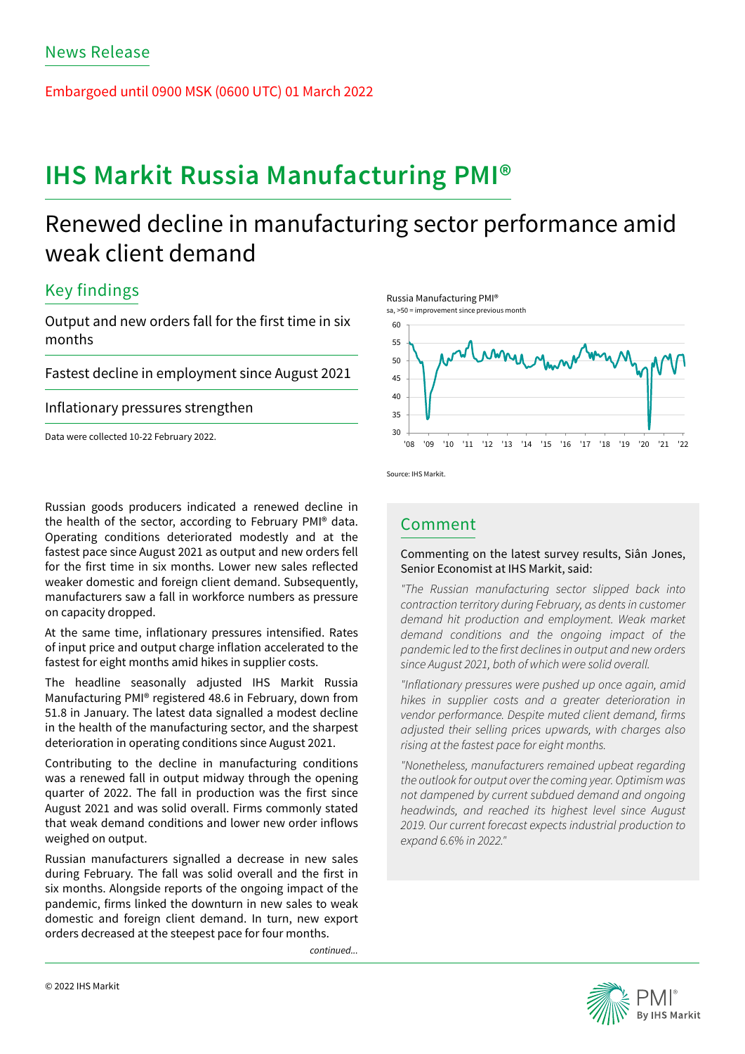News Release

Embargoed until 0900 MSK (0600 UTC) 01 March 2022

# IHS Markit Russia Manufacturing PMI®

## Renewed decline in manufacturing sector performance amid weak client demand

### Key findings

Output and new orders fall for the first time in six months

Fastest decline in employment since August 2021

Inflationary pressures strengthen

Data were collected 10-22 February 2022.

Russia Manufacturing PMI®
sa, >50 = improvement since previous month

Source: IHS Markit.

Russian goods producers indicated a renewed decline in the health of the sector, according to February PMI® data. Operating conditions deteriorated modestly and at the fastest pace since August 2021 as output and new orders fell for the first time in six months. Lower new sales reflected weaker domestic and foreign client demand. Subsequently, manufacturers saw a fall in workforce numbers as pressure on capacity dropped.

At the same time, inflationary pressures intensified. Rates of input price and output charge inflation accelerated to the fastest for eight months amid hikes in supplier costs.

The headline seasonally adjusted IHS Markit Russia Manufacturing PMI® registered 48.6 in February, down from 51.8 in January. The latest data signalled a modest decline in the health of the manufacturing sector, and the sharpest deterioration in operating conditions since August 2021.

Contributing to the decline in manufacturing conditions was a renewed fall in output midway through the opening quarter of 2022. The fall in production was the first since August 2021 and was solid overall. Firms commonly stated that weak demand conditions and lower new order inflows weighed on output.

Russian manufacturers signalled a decrease in new sales during February. The fall was solid overall and the first in six months. Alongside reports of the ongoing impact of the pandemic, firms linked the downturn in new sales to weak domestic and foreign client demand. In turn, new export orders decreased at the steepest pace for four months.

*continued...*

### Comment

Commenting on the latest survey results, Siân Jones, Senior Economist at IHS Markit, said:

*"The Russian manufacturing sector slipped back into contraction territory during February, as dents in customer demand hit production and employment. Weak market demand conditions and the ongoing impact of the pandemic led to the first declines in output and new orders since August 2021, both of which were solid overall.*

*"Inflationary pressures were pushed up once again, amid hikes in supplier costs and a greater deterioration in vendor performance. Despite muted client demand, firms adjusted their selling prices upwards, with charges also rising at the fastest pace for eight months.*

*"Nonetheless, manufacturers remained upbeat regarding the outlook for output over the coming year. Optimism was not dampened by current subdued demand and ongoing headwinds, and reached its highest level since August 2019. Our current forecast expects industrial production to expand 6.6% in 2022."*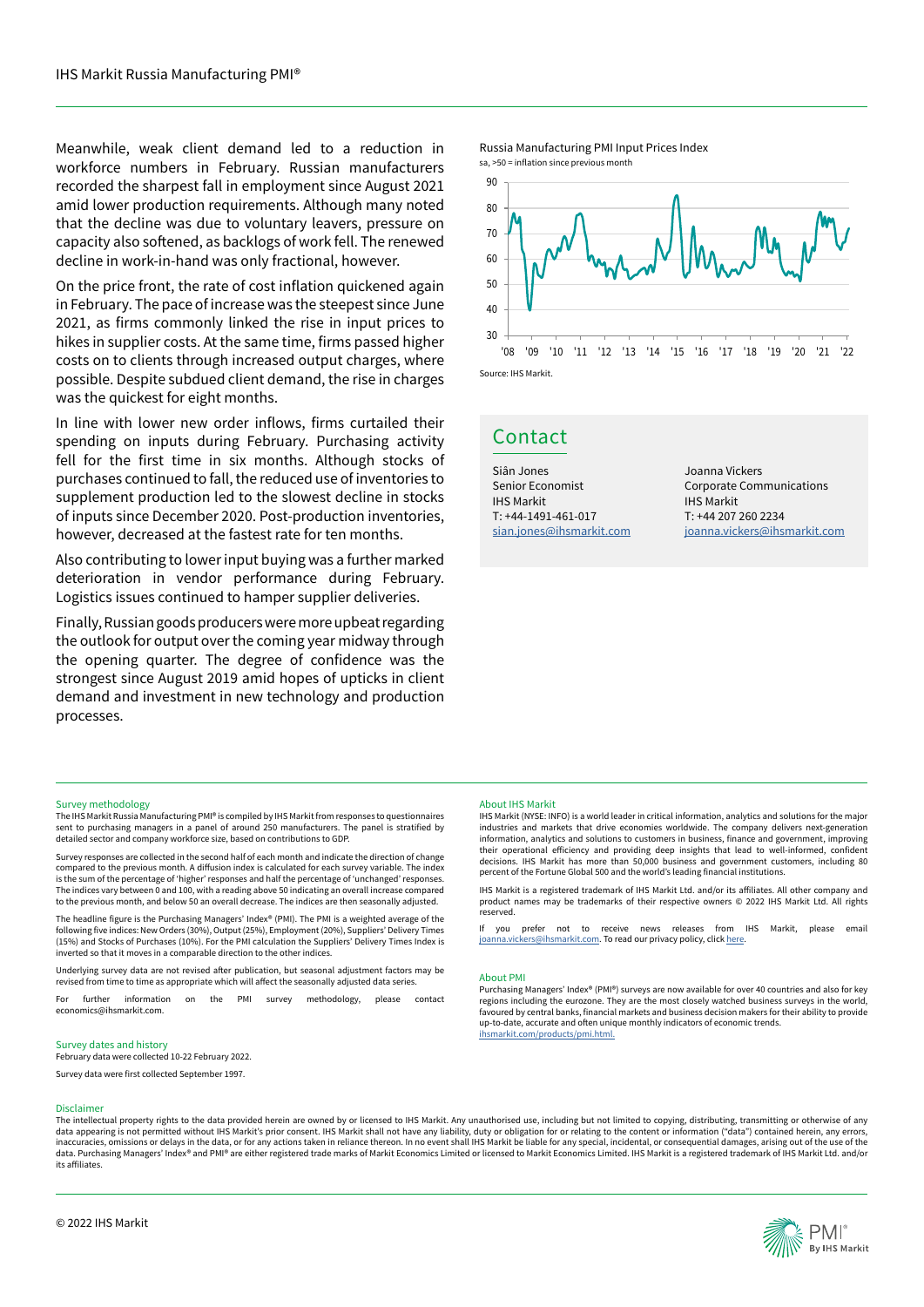Meanwhile, weak client demand led to a reduction in workforce numbers in February. Russian manufacturers recorded the sharpest fall in employment since August 2021 amid lower production requirements. Although many noted that the decline was due to voluntary leavers, pressure on capacity also softened, as backlogs of work fell. The renewed decline in work-in-hand was only fractional, however.

On the price front, the rate of cost inflation quickened again in February. The pace of increase was the steepest since June 2021, as firms commonly linked the rise in input prices to hikes in supplier costs. At the same time, firms passed higher costs on to clients through increased output charges, where possible. Despite subdued client demand, the rise in charges was the quickest for eight months.

In line with lower new order inflows, firms curtailed their spending on inputs during February. Purchasing activity fell for the first time in six months. Although stocks of purchases continued to fall, the reduced use of inventories to supplement production led to the slowest decline in stocks of inputs since December 2020. Post-production inventories, however, decreased at the fastest rate for ten months.

Also contributing to lower input buying was a further marked deterioration in vendor performance during February. Logistics issues continued to hamper supplier deliveries.

Finally, Russian goods producers were more upbeat regarding the outlook for output over the coming year midway through the opening quarter. The degree of confidence was the strongest since August 2019 amid hopes of upticks in client demand and investment in new technology and production processes.

Russia Manufacturing PMI Input Prices Index

sa, >50 = inflation since previous month

90
80
70
60
50
40
30

'08 '09 '10 '11 '12 '13 '14 '15 '16 '17 '18 '19 '20 '21 '22

Source: IHS Markit.

## Contact

Siân Jones
Senior Economist
IHS Markit
T: +44-1491-461-017
sian.jones@ihsmarkit.com

Joanna Vickers
Corporate Communications
IHS Markit
T: +44 207 260 2234
joanna.vickers@ihsmarkit.com

### Survey methodology

The IHS Markit Russia Manufacturing PMI® is compiled by IHS Markit from responses to questionnaires sent to purchasing managers in a panel of around 250 manufacturers. The panel is stratified by detailed sector and company workforce size, based on contributions to GDP.

Survey responses are collected in the second half of each month and indicate the direction of change compared to the previous month. A diffusion index is calculated for each survey variable. The index is the sum of the percentage of 'higher' responses and half the percentage of 'unchanged' responses. The indices vary between 0 and 100, with a reading above 50 indicating an overall increase compared to the previous month, and below 50 an overall decrease. The indices are then seasonally adjusted.

The headline figure is the Purchasing Managers' Index® (PMI). The PMI is a weighted average of the following five indices: New Orders (30%), Output (25%), Employment (20%), Suppliers' Delivery Times (15%) and Stocks of Purchases (10%). For the PMI calculation the Suppliers' Delivery Times Index is inverted so that it moves in a comparable direction to the other indices.

Underlying survey data are not revised after publication, but seasonal adjustment factors may be revised from time to time as appropriate which will affect the seasonally adjusted data series.

For further information on the PMI survey methodology, please contact economics@ihsmarkit.com.

### Survey dates and history

February data were collected 10-22 February 2022.

Survey data were first collected September 1997.

### About IHS Markit

IHS Markit (NYSE: INFO) is a world leader in critical information, analytics and solutions for the major industries and markets that drive economies worldwide. The company delivers next-generation information, analytics and solutions to customers in business, finance and government, improving their operational efficiency and providing deep insights that lead to well-informed, confident decisions. IHS Markit has more than 50,000 business and government customers, including 80 percent of the Fortune Global 500 and the world's leading financial institutions.

IHS Markit is a registered trademark of IHS Markit Ltd. and/or its affiliates. All other company and product names may be trademarks of their respective owners © 2022 IHS Markit Ltd. All rights reserved.

If you prefer not to receive news releases from IHS Markit, please email joanna.vickers@ihsmarkit.com. To read our privacy policy, click here.

### About PMI

Purchasing Managers' Index® (PMI®) surveys are now available for over 40 countries and also for key regions including the eurozone. They are the most closely watched business surveys in the world, favoured by central banks, financial markets and business decision makers for their ability to provide up-to-date, accurate and often unique monthly indicators of economic trends.
ihsmarkit.com/products/pmi.html.

### Disclaimer

The intellectual property rights to the data provided herein are owned by or licensed to IHS Markit. Any unauthorised use, including but not limited to copying, distributing, transmitting or otherwise of any data appearing is not permitted without IHS Markit's prior consent. IHS Markit shall not have any liability, duty or obligation for or relating to the content or information ("data") contained herein, any errors, inaccuracies, omissions or delays in the data, or for any actions taken in reliance thereon. In no event shall IHS Markit be liable for any special, incidental, or consequential damages, arising out of the use of the data. Purchasing Managers' Index® and PMI® are either registered trade marks of Markit Economics Limited or licensed to Markit Economics Limited. IHS Markit is a registered trademark of IHS Markit Ltd. and/or its affiliates.

© 2022 IHS Markit